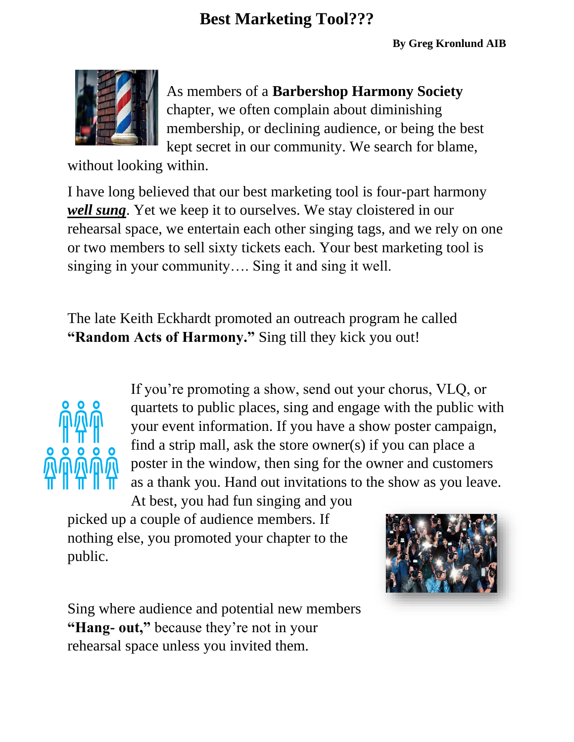# Best Marketing Tool???

**By Greg Kronlund AIB**

As members of a **Barbershop Harmony Society** chapter, we often complain about diminishing membership, or declining audience, or being the best kept secret in our community. We search for blame, without looking within.

I have long believed that our best marketing tool is four-part harmony ***well sung***. Yet we keep it to ourselves. We stay cloistered in our rehearsal space, we entertain each other singing tags, and we rely on one or two members to sell sixty tickets each. Your best marketing tool is singing in your community…. Sing it and sing it well.

The late Keith Eckhardt promoted an outreach program he called **"Random Acts of Harmony."** Sing till they kick you out!

If you're promoting a show, send out your chorus, VLQ, or quartets to public places, sing and engage with the public with your event information. If you have a show poster campaign, find a strip mall, ask the store owner(s) if you can place a poster in the window, then sing for the owner and customers as a thank you. Hand out invitations to the show as you leave. At best, you had fun singing and you picked up a couple of audience members. If nothing else, you promoted your chapter to the public.

Sing where audience and potential new members **"Hang- out,"** because they're not in your rehearsal space unless you invited them.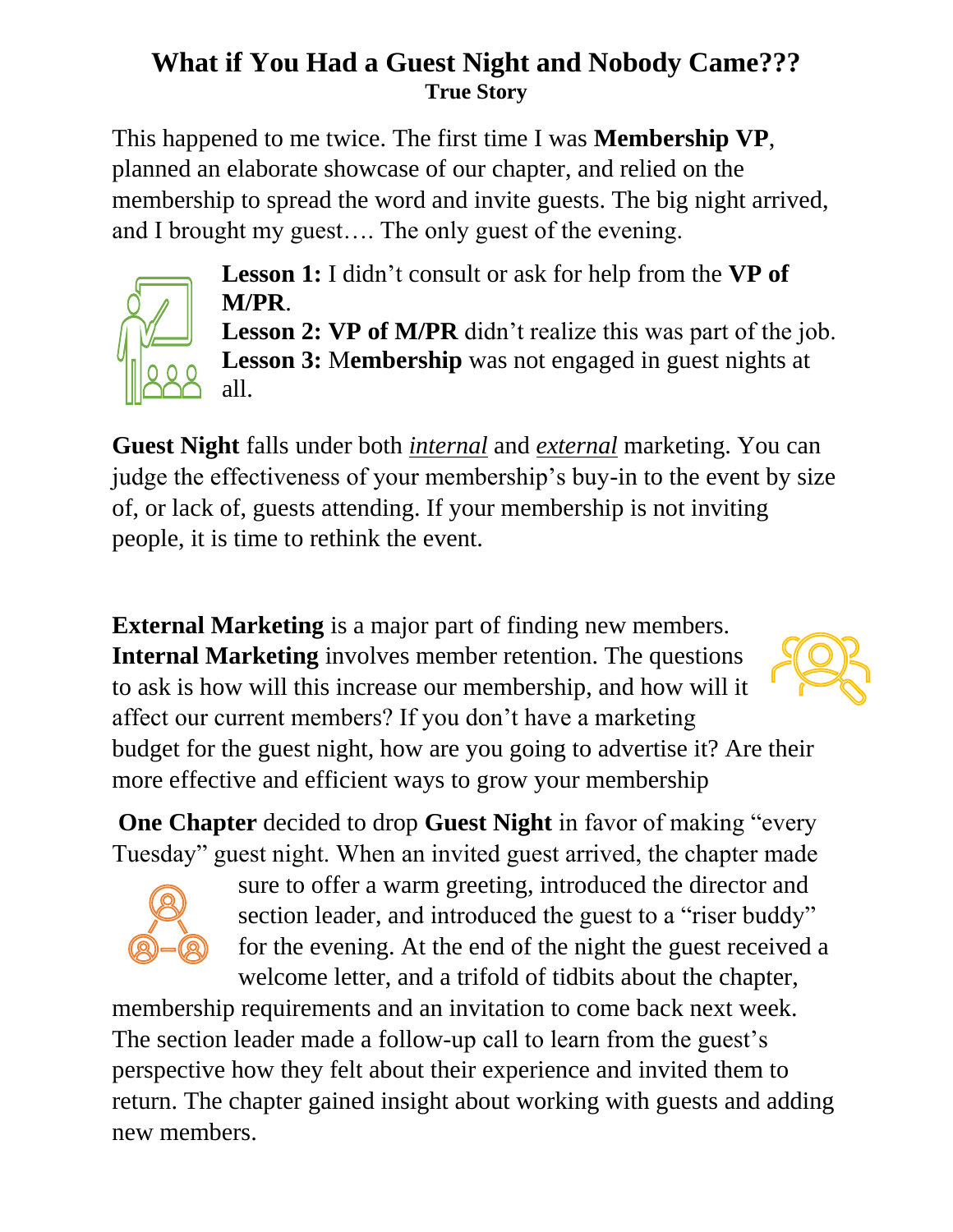# What if You Had a Guest Night and Nobody Came???

**True Story**

This happened to me twice. The first time I was **Membership VP**, planned an elaborate showcase of our chapter, and relied on the membership to spread the word and invite guests. The big night arrived, and I brought my guest…. The only guest of the evening.

**Lesson 1:** I didn't consult or ask for help from the **VP of M/PR**.
**Lesson 2: VP of M/PR** didn't realize this was part of the job.
**Lesson 3:** M**embership** was not engaged in guest nights at all.

**Guest Night** falls under both *internal* and *external* marketing. You can judge the effectiveness of your membership's buy-in to the event by size of, or lack of, guests attending. If your membership is not inviting people, it is time to rethink the event.

**External Marketing** is a major part of finding new members. **Internal Marketing** involves member retention. The questions to ask is how will this increase our membership, and how will it affect our current members? If you don't have a marketing budget for the guest night, how are you going to advertise it? Are their more effective and efficient ways to grow your membership

**One Chapter** decided to drop **Guest Night** in favor of making "every Tuesday" guest night. When an invited guest arrived, the chapter made sure to offer a warm greeting, introduced the director and section leader, and introduced the guest to a "riser buddy" for the evening. At the end of the night the guest received a welcome letter, and a trifold of tidbits about the chapter, membership requirements and an invitation to come back next week. The section leader made a follow-up call to learn from the guest's perspective how they felt about their experience and invited them to return. The chapter gained insight about working with guests and adding new members.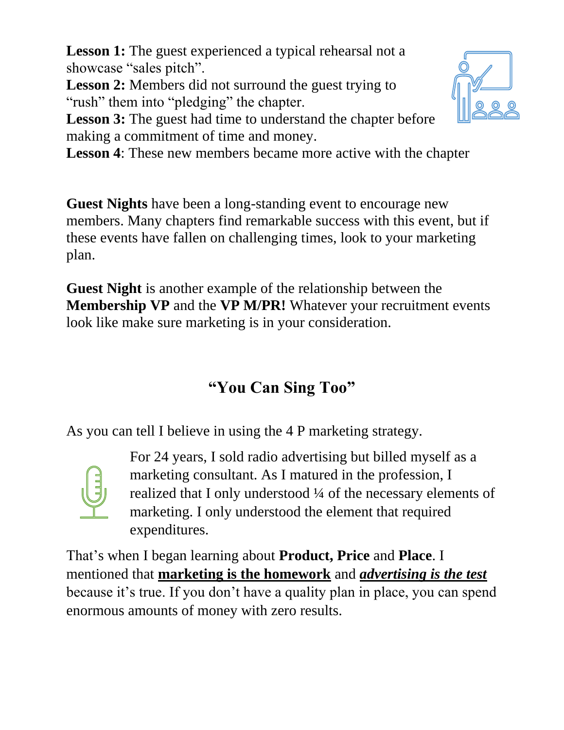**Lesson 1:** The guest experienced a typical rehearsal not a showcase “sales pitch”.
**Lesson 2:** Members did not surround the guest trying to “rush” them into “pledging” the chapter.
**Lesson 3:** The guest had time to understand the chapter before making a commitment of time and money.
**Lesson 4**: These new members became more active with the chapter

**Guest Nights** have been a long-standing event to encourage new members. Many chapters find remarkable success with this event, but if these events have fallen on challenging times, look to your marketing plan.

**Guest Night** is another example of the relationship between the **Membership VP** and the **VP M/PR!** Whatever your recruitment events look like make sure marketing is in your consideration.

## “You Can Sing Too”

As you can tell I believe in using the 4 P marketing strategy.

For 24 years, I sold radio advertising but billed myself as a marketing consultant. As I matured in the profession, I realized that I only understood ¼ of the necessary elements of marketing. I only understood the element that required expenditures.

That’s when I began learning about **Product, Price** and **Place**. I mentioned that **<u>marketing is the homework</u>** and ***<u>advertising is the test</u>*** because it’s true. If you don’t have a quality plan in place, you can spend enormous amounts of money with zero results.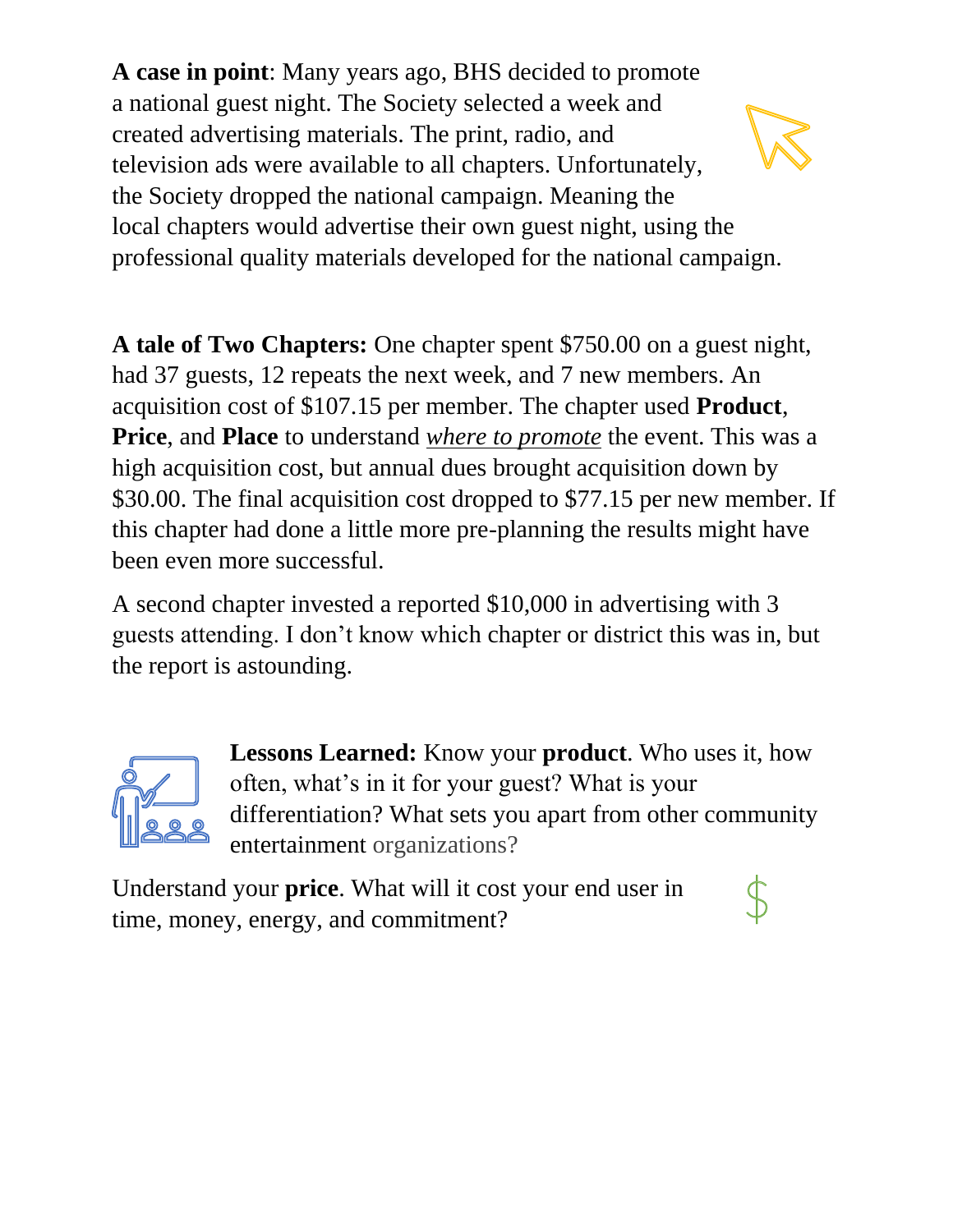**A case in point**: Many years ago, BHS decided to promote a national guest night. The Society selected a week and created advertising materials. The print, radio, and television ads were available to all chapters. Unfortunately, the Society dropped the national campaign. Meaning the local chapters would advertise their own guest night, using the professional quality materials developed for the national campaign.

**A tale of Two Chapters:** One chapter spent $750.00 on a guest night, had 37 guests, 12 repeats the next week, and 7 new members. An acquisition cost of $107.15 per member. The chapter used **Product**, **Price**, and **Place** to understand <u>*where to promote*</u> the event. This was a high acquisition cost, but annual dues brought acquisition down by $30.00. The final acquisition cost dropped to $77.15 per new member. If this chapter had done a little more pre-planning the results might have been even more successful.

A second chapter invested a reported $10,000 in advertising with 3 guests attending. I don't know which chapter or district this was in, but the report is astounding.

**Lessons Learned:** Know your **product**. Who uses it, how often, what's in it for your guest? What is your differentiation? What sets you apart from other community entertainment organizations?

Understand your **price**. What will it cost your end user in time, money, energy, and commitment?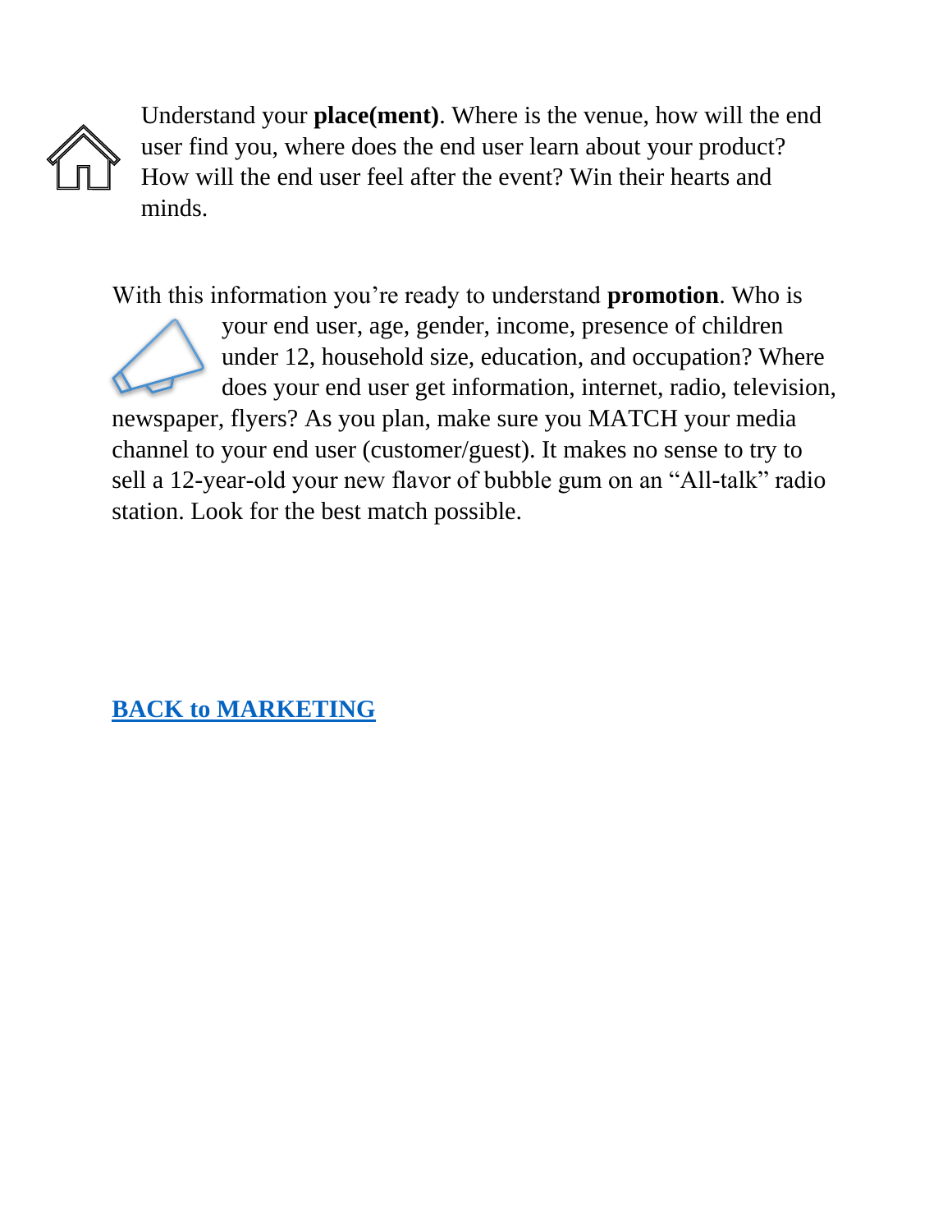Understand your **place(ment)**. Where is the venue, how will the end user find you, where does the end user learn about your product? How will the end user feel after the event? Win their hearts and minds.

With this information you're ready to understand **promotion**. Who is your end user, age, gender, income, presence of children under 12, household size, education, and occupation? Where does your end user get information, internet, radio, television, newspaper, flyers? As you plan, make sure you MATCH your media channel to your end user (customer/guest). It makes no sense to try to sell a 12-year-old your new flavor of bubble gum on an "All-talk" radio station. Look for the best match possible.

**BACK to MARKETING**